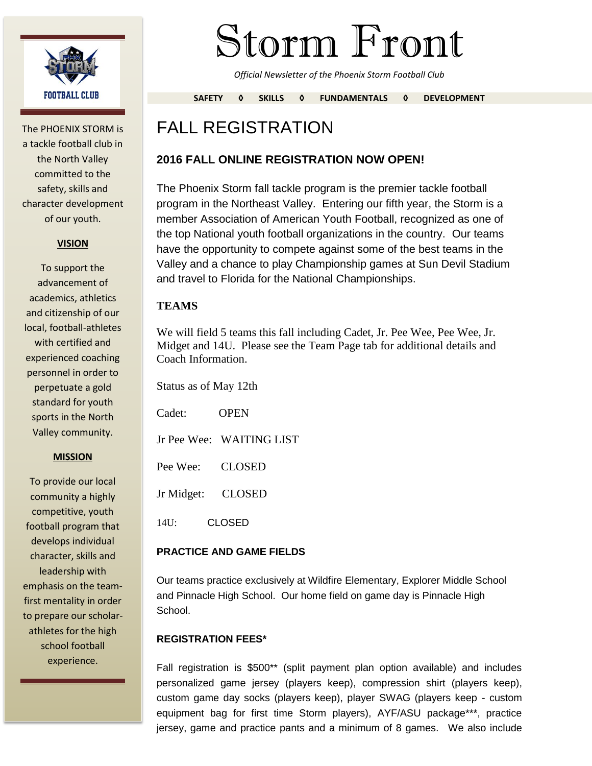# Storm Front

*Official Newsletter of the Phoenix Storm Football Club*

**SAFETY ◊ SKILLS ◊ FUNDAMENTALS ◊ DEVELOPMENT**

FOOTBALL CLUB

The PHOENIX STORM is a tackle football club in the North Valley committed to the safety, skills and character development of our youth.

**VISION**

To support the advancement of academics, athletics and citizenship of our local, football-athletes with certified and experienced coaching personnel in order to perpetuate a gold standard for youth sports in the North Valley community.

**MISSION**

To provide our local community a highly competitive, youth football program that develops individual character, skills and leadership with emphasis on the team-first mentality in order to prepare our scholar-athletes for the high school football experience.

## FALL REGISTRATION

### 2016 FALL ONLINE REGISTRATION NOW OPEN!

The Phoenix Storm fall tackle program is the premier tackle football program in the Northeast Valley. Entering our fifth year, the Storm is a member Association of American Youth Football, recognized as one of the top National youth football organizations in the country. Our teams have the opportunity to compete against some of the best teams in the Valley and a chance to play Championship games at Sun Devil Stadium and travel to Florida for the National Championships.

### TEAMS

We will field 5 teams this fall including Cadet, Jr. Pee Wee, Pee Wee, Jr. Midget and 14U. Please see the Team Page tab for additional details and Coach Information.

Status as of May 12th

Cadet: OPEN

Jr Pee Wee: WAITING LIST

Pee Wee: CLOSED

Jr Midget: CLOSED

14U: CLOSED

### PRACTICE AND GAME FIELDS

Our teams practice exclusively at Wildfire Elementary, Explorer Middle School and Pinnacle High School. Our home field on game day is Pinnacle High School.

### REGISTRATION FEES*

Fall registration is $500** (split payment plan option available) and includes personalized game jersey (players keep), compression shirt (players keep), custom game day socks (players keep), player SWAG (players keep - custom equipment bag for first time Storm players), AYF/ASU package***, practice jersey, game and practice pants and a minimum of 8 games. We also include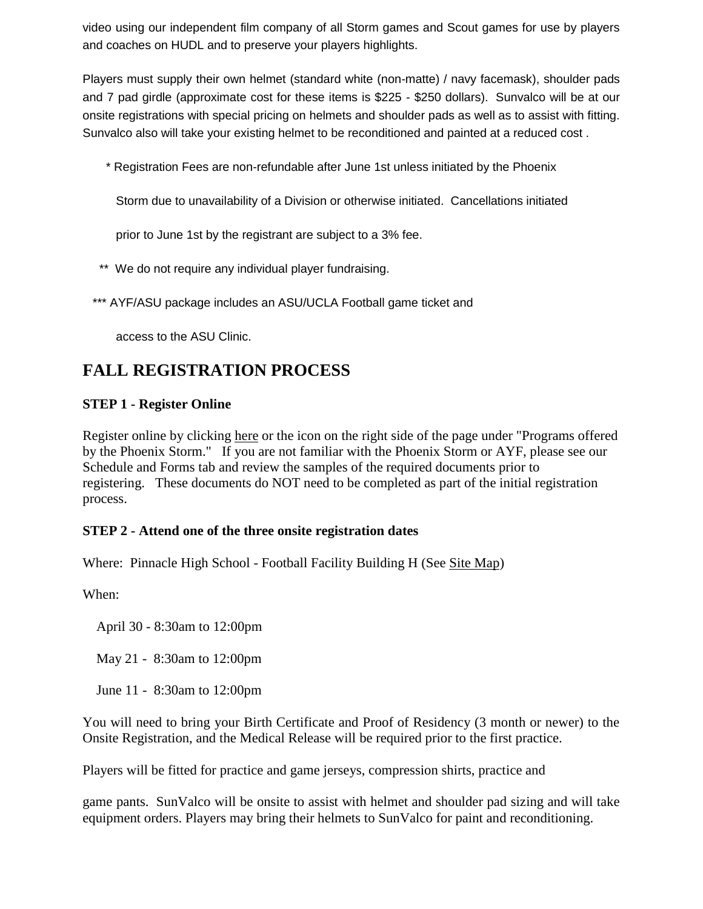video using our independent film company of all Storm games and Scout games for use by players and coaches on HUDL and to preserve your players highlights.

Players must supply their own helmet (standard white (non-matte) / navy facemask), shoulder pads and 7 pad girdle (approximate cost for these items is $225 - $250 dollars). Sunvalco will be at our onsite registrations with special pricing on helmets and shoulder pads as well as to assist with fitting. Sunvalco also will take your existing helmet to be reconditioned and painted at a reduced cost .

\* Registration Fees are non-refundable after June 1st unless initiated by the Phoenix Storm due to unavailability of a Division or otherwise initiated. Cancellations initiated prior to June 1st by the registrant are subject to a 3% fee.

\*\* We do not require any individual player fundraising.

\*\*\* AYF/ASU package includes an ASU/UCLA Football game ticket and access to the ASU Clinic.

## FALL REGISTRATION PROCESS

**STEP 1 - Register Online**

Register online by clicking here or the icon on the right side of the page under "Programs offered by the Phoenix Storm." If you are not familiar with the Phoenix Storm or AYF, please see our Schedule and Forms tab and review the samples of the required documents prior to registering. These documents do NOT need to be completed as part of the initial registration process.

**STEP 2 - Attend one of the three onsite registration dates**

Where: Pinnacle High School - Football Facility Building H (See Site Map)

When:

April 30 - 8:30am to 12:00pm

May 21 - 8:30am to 12:00pm

June 11 - 8:30am to 12:00pm

You will need to bring your Birth Certificate and Proof of Residency (3 month or newer) to the Onsite Registration, and the Medical Release will be required prior to the first practice.

Players will be fitted for practice and game jerseys, compression shirts, practice and game pants. SunValco will be onsite to assist with helmet and shoulder pad sizing and will take equipment orders. Players may bring their helmets to SunValco for paint and reconditioning.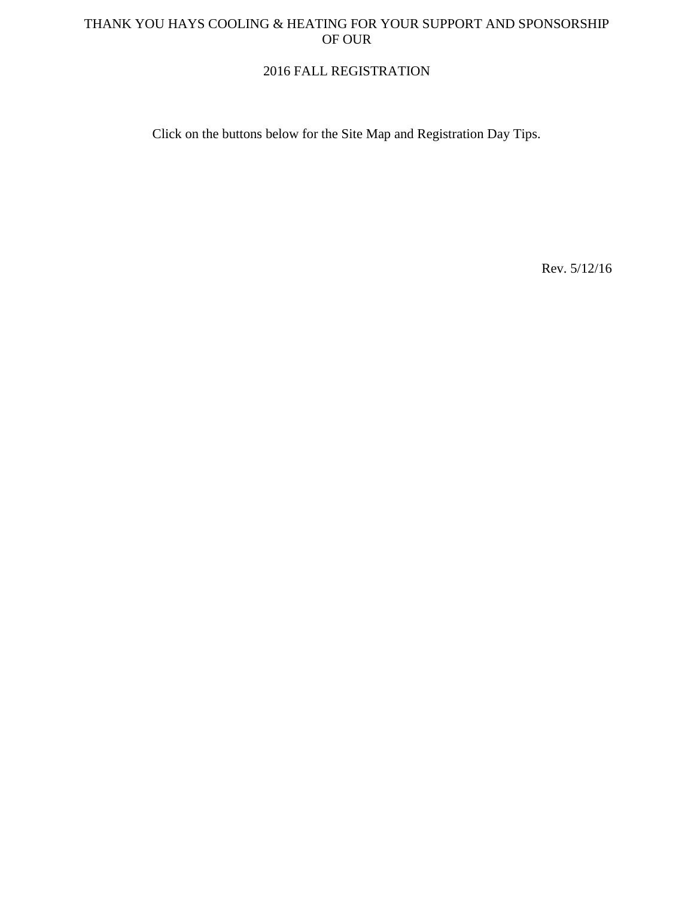THANK YOU HAYS COOLING & HEATING FOR YOUR SUPPORT AND SPONSORSHIP OF OUR

2016 FALL REGISTRATION

Click on the buttons below for the Site Map and Registration Day Tips.

Rev. 5/12/16